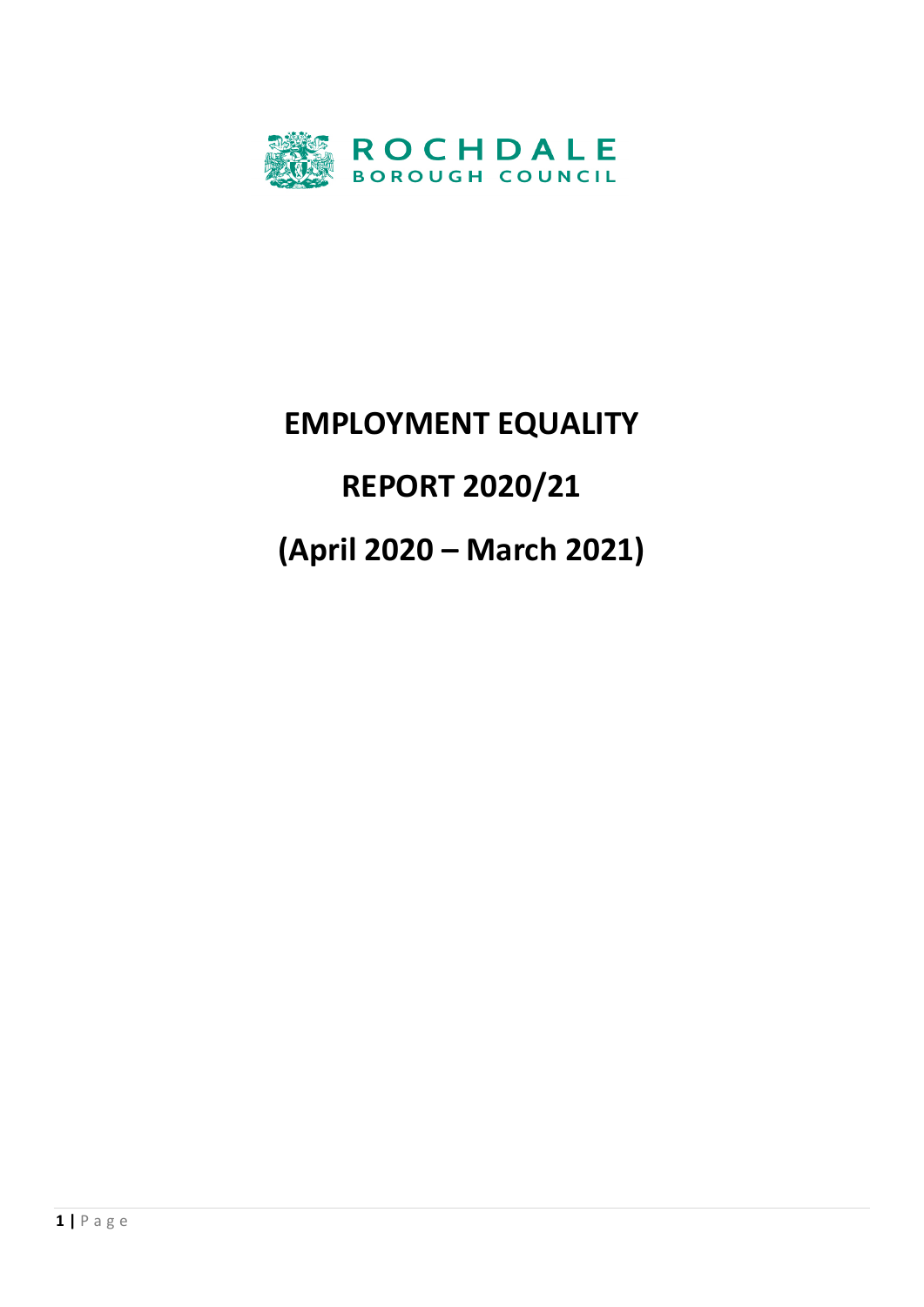ROCHDALE
BOROUGH COUNCIL

# EMPLOYMENT EQUALITY

# REPORT 2020/21

# (April 2020 – March 2021)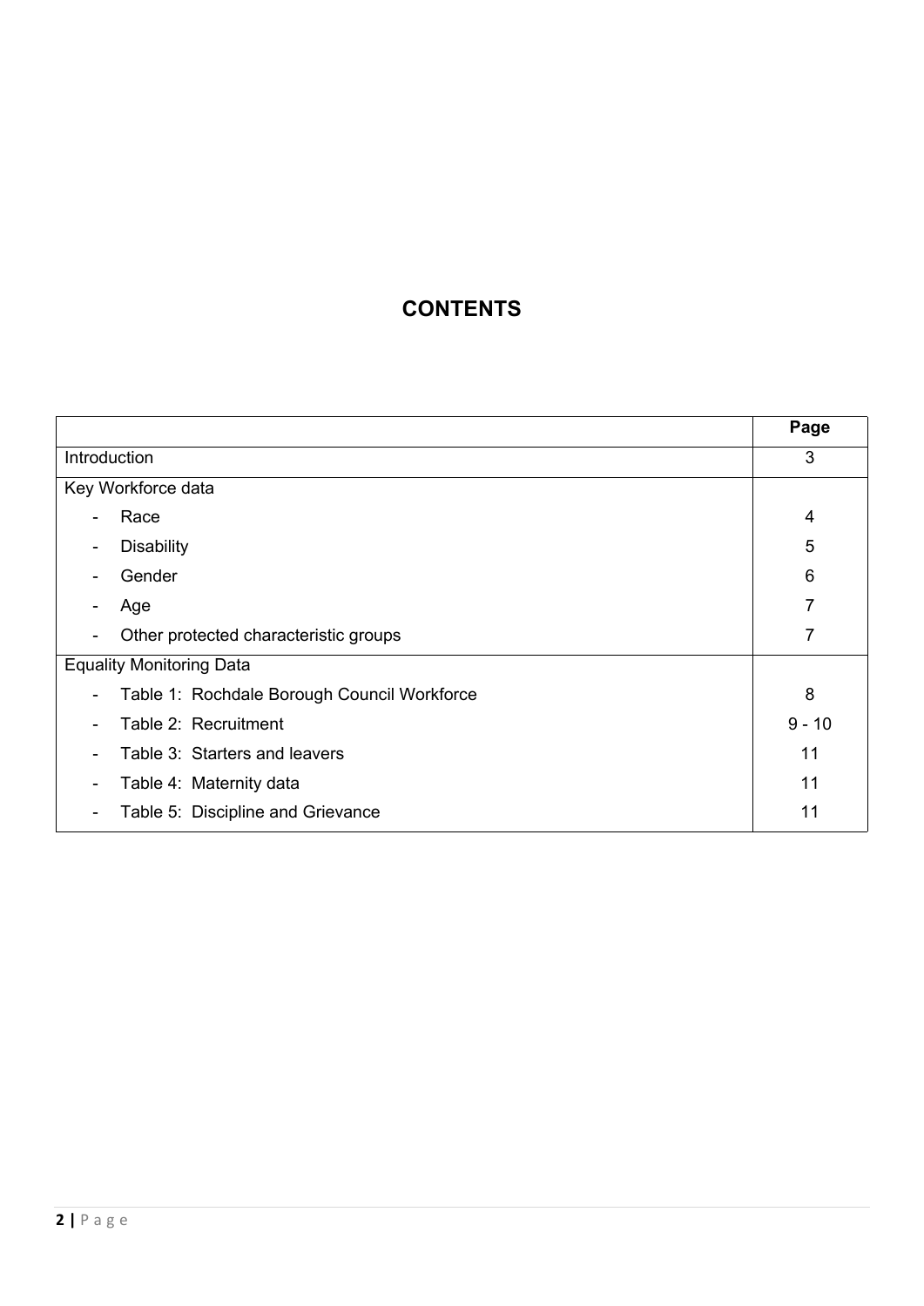# CONTENTS

| | Page |
|---|---|
| Introduction | 3 |
| Key Workforce data | |
| - Race | 4 |
| - Disability | 5 |
| - Gender | 6 |
| - Age | 7 |
| - Other protected characteristic groups | 7 |
| Equality Monitoring Data | |
| - Table 1: Rochdale Borough Council Workforce | 8 |
| - Table 2: Recruitment | 9 - 10 |
| - Table 3: Starters and leavers | 11 |
| - Table 4: Maternity data | 11 |
| - Table 5: Discipline and Grievance | 11 |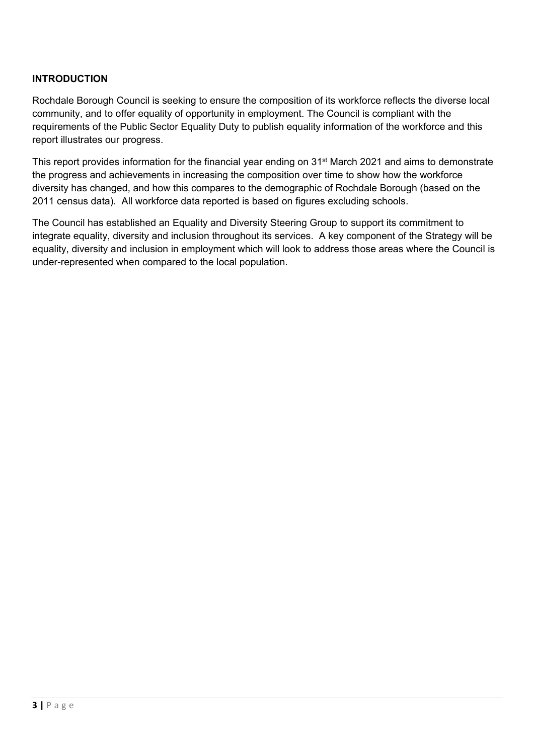## INTRODUCTION

Rochdale Borough Council is seeking to ensure the composition of its workforce reflects the diverse local community, and to offer equality of opportunity in employment. The Council is compliant with the requirements of the Public Sector Equality Duty to publish equality information of the workforce and this report illustrates our progress.

This report provides information for the financial year ending on 31st March 2021 and aims to demonstrate the progress and achievements in increasing the composition over time to show how the workforce diversity has changed, and how this compares to the demographic of Rochdale Borough (based on the 2011 census data). All workforce data reported is based on figures excluding schools.

The Council has established an Equality and Diversity Steering Group to support its commitment to integrate equality, diversity and inclusion throughout its services. A key component of the Strategy will be equality, diversity and inclusion in employment which will look to address those areas where the Council is under-represented when compared to the local population.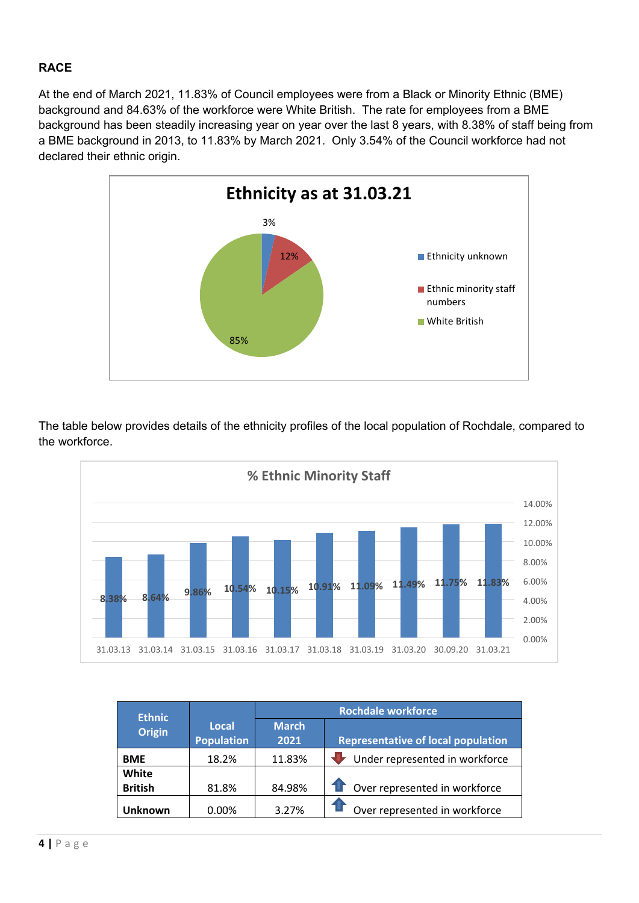## RACE

At the end of March 2021, 11.83% of Council employees were from a Black or Minority Ethnic (BME) background and 84.63% of the workforce were White British. The rate for employees from a BME background has been steadily increasing year on year over the last 8 years, with 8.38% of staff being from a BME background in 2013, to 11.83% by March 2021. Only 3.54% of the Council workforce had not declared their ethnic origin.

**Ethnicity as at 31.03.21**

- Ethnicity unknown: 3%
- Ethnic minority staff numbers: 12%
- White British: 85%

The table below provides details of the ethnicity profiles of the local population of Rochdale, compared to the workforce.

**% Ethnic Minority Staff**

| Date | % Ethnic Minority Staff |
|---|---|
| 31.03.13 | 8.38% |
| 31.03.14 | 8.64% |
| 31.03.15 | 9.86% |
| 31.03.16 | 10.54% |
| 31.03.17 | 10.15% |
| 31.03.18 | 10.91% |
| 31.03.19 | 11.09% |
| 31.03.20 | 11.49% |
| 30.09.20 | 11.75% |
| 31.03.21 | 11.83% |

| Ethnic Origin | Local Population | Rochdale workforce | |
|---|---|---|---|
| | | March 2021 | Representative of local population |
| BME | 18.2% | 11.83% | ↓ Under represented in workforce |
| White British | 81.8% | 84.98% | ↑ Over represented in workforce |
| Unknown | 0.00% | 3.27% | ↑ Over represented in workforce |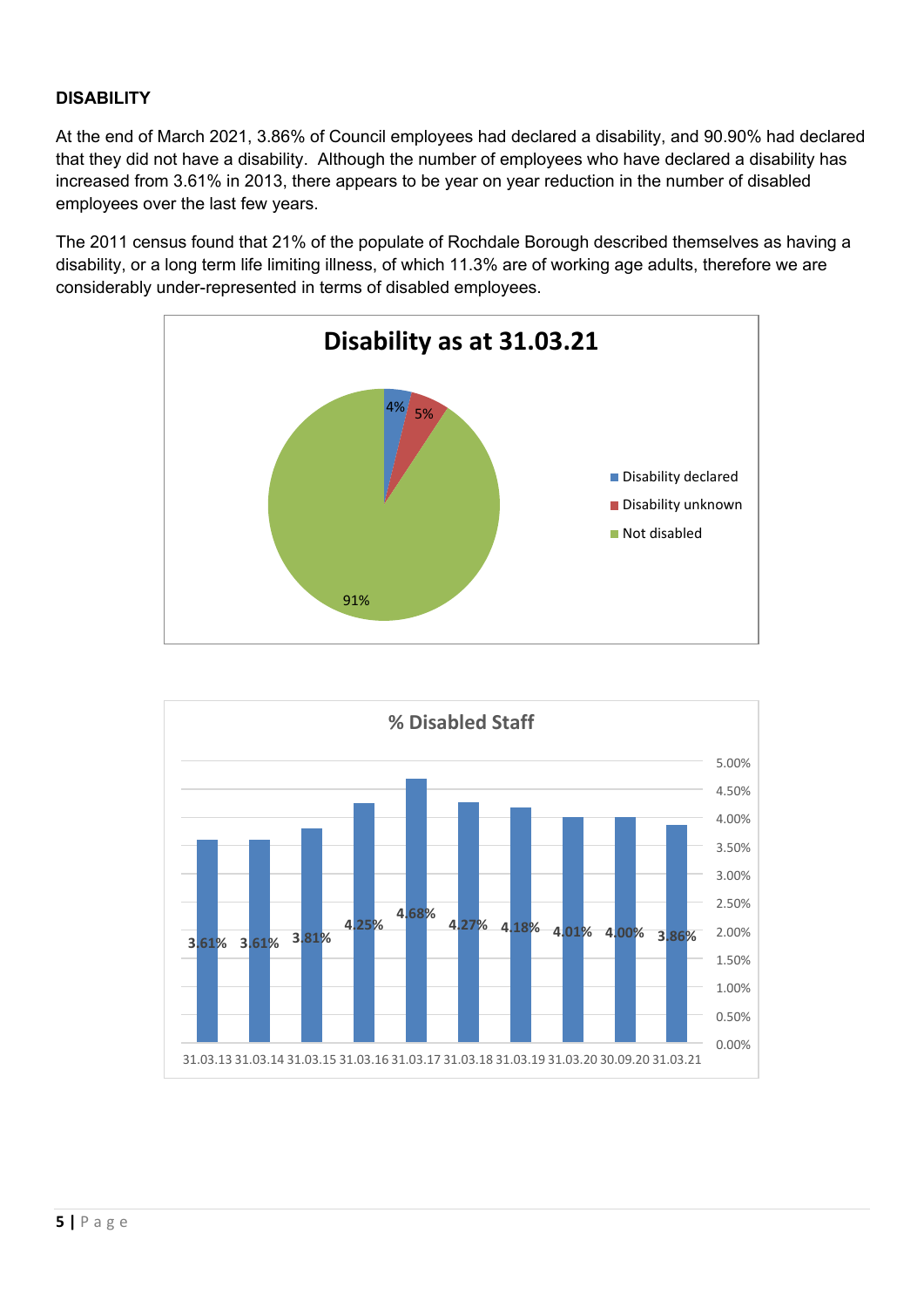## DISABILITY

At the end of March 2021, 3.86% of Council employees had declared a disability, and 90.90% had declared that they did not have a disability. Although the number of employees who have declared a disability has increased from 3.61% in 2013, there appears to be year on year reduction in the number of disabled employees over the last few years.

The 2011 census found that 21% of the populate of Rochdale Borough described themselves as having a disability, or a long term life limiting illness, of which 11.3% are of working age adults, therefore we are considerably under-represented in terms of disabled employees.

**Disability as at 31.03.21**

| Category | % |
|---|---|
| Disability declared | 4% |
| Disability unknown | 5% |
| Not disabled | 91% |

**% Disabled Staff**

| Date | % Disabled Staff |
|---|---|
| 31.03.13 | 3.61% |
| 31.03.14 | 3.61% |
| 31.03.15 | 3.81% |
| 31.03.16 | 4.25% |
| 31.03.17 | 4.68% |
| 31.03.18 | 4.27% |
| 31.03.19 | 4.18% |
| 31.03.20 | 4.01% |
| 30.09.20 | 4.00% |
| 31.03.21 | 3.86% |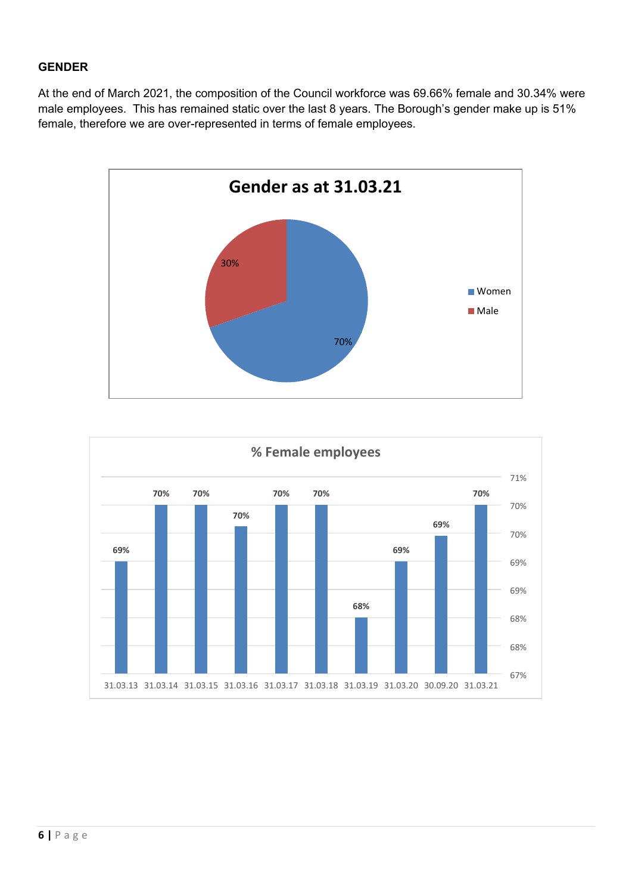**GENDER**

At the end of March 2021, the composition of the Council workforce was 69.66% female and 30.34% were male employees. This has remained static over the last 8 years. The Borough's gender make up is 51% female, therefore we are over-represented in terms of female employees.

**Gender as at 31.03.21**

| Gender | % |
|---|---|
| Women | 70% |
| Male | 30% |

**% Female employees**

| Date | % Female employees |
|---|---|
| 31.03.13 | 69% |
| 31.03.14 | 70% |
| 31.03.15 | 70% |
| 31.03.16 | 70% |
| 31.03.17 | 70% |
| 31.03.18 | 70% |
| 31.03.19 | 68% |
| 31.03.20 | 69% |
| 30.09.20 | 69% |
| 31.03.21 | 70% |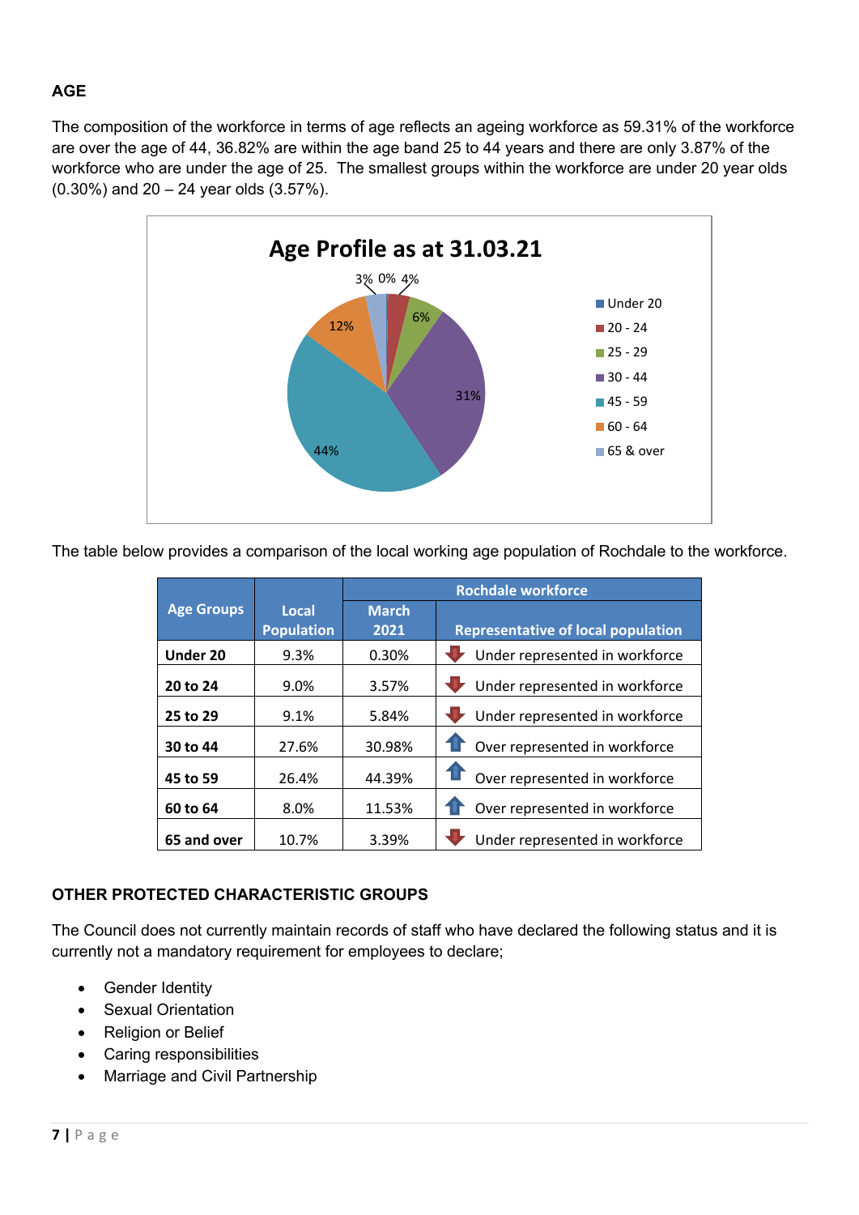## AGE

The composition of the workforce in terms of age reflects an ageing workforce as 59.31% of the workforce are over the age of 44, 36.82% are within the age band 25 to 44 years and there are only 3.87% of the workforce who are under the age of 25. The smallest groups within the workforce are under 20 year olds (0.30%) and 20 – 24 year olds (3.57%).

**Age Profile as at 31.03.21**

| Age Group | % |
|---|---|
| Under 20 | 0% |
| 20 - 24 | 4% |
| 25 - 29 | 6% |
| 30 - 44 | 31% |
| 45 - 59 | 44% |
| 60 - 64 | 12% |
| 65 & over | 3% |

The table below provides a comparison of the local working age population of Rochdale to the workforce.

| Age Groups | Local Population | Rochdale workforce | |
|---|---|---|---|
| | | March 2021 | Representative of local population |
| Under 20 | 9.3% | 0.30% | Under represented in workforce |
| 20 to 24 | 9.0% | 3.57% | Under represented in workforce |
| 25 to 29 | 9.1% | 5.84% | Under represented in workforce |
| 30 to 44 | 27.6% | 30.98% | Over represented in workforce |
| 45 to 59 | 26.4% | 44.39% | Over represented in workforce |
| 60 to 64 | 8.0% | 11.53% | Over represented in workforce |
| 65 and over | 10.7% | 3.39% | Under represented in workforce |

## OTHER PROTECTED CHARACTERISTIC GROUPS

The Council does not currently maintain records of staff who have declared the following status and it is currently not a mandatory requirement for employees to declare;

- Gender Identity
- Sexual Orientation
- Religion or Belief
- Caring responsibilities
- Marriage and Civil Partnership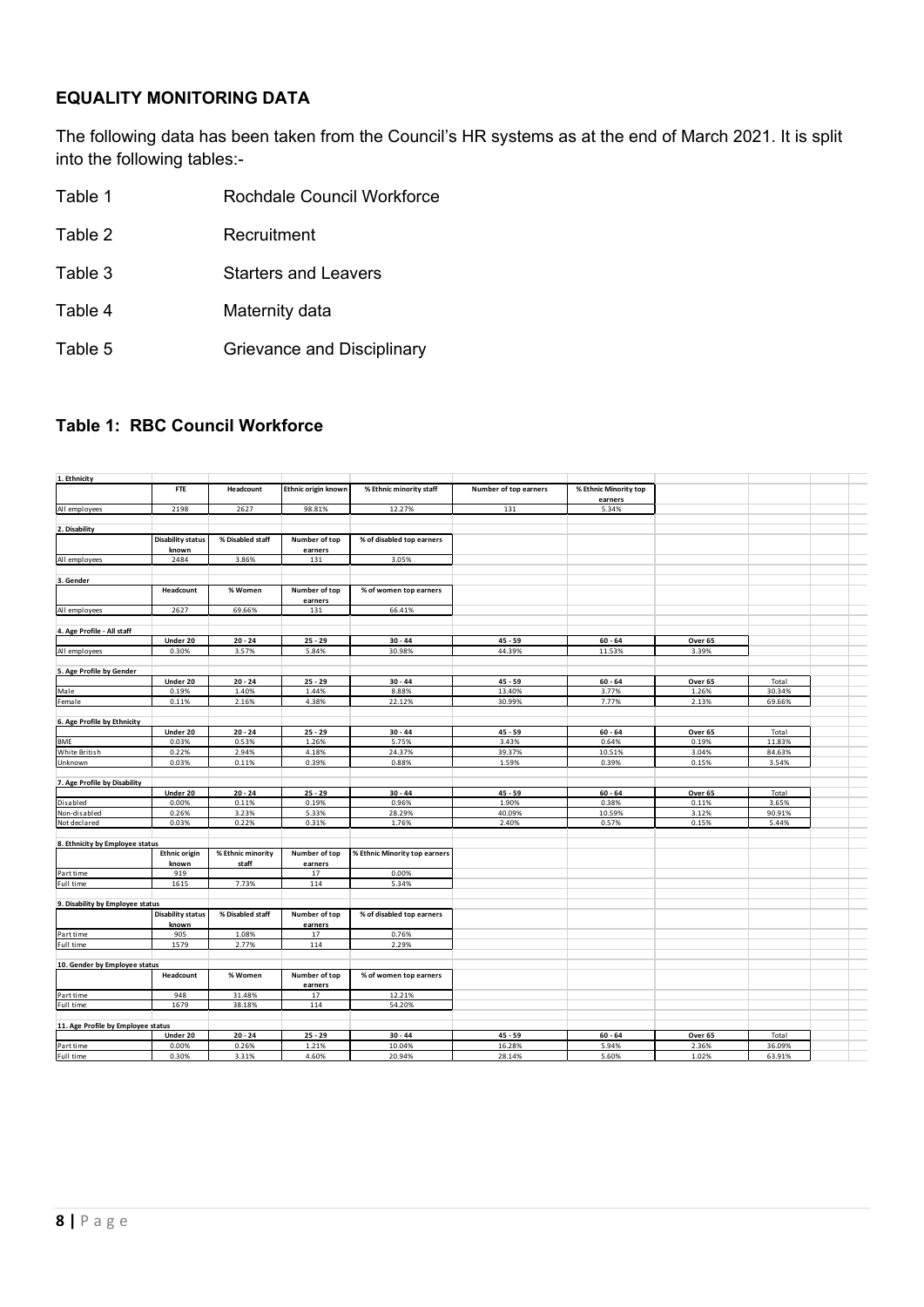## EQUALITY MONITORING DATA

The following data has been taken from the Council's HR systems as at the end of March 2021. It is split into the following tables:-

| | |
|---|---|
| Table 1 | Rochdale Council Workforce |
| Table 2 | Recruitment |
| Table 3 | Starters and Leavers |
| Table 4 | Maternity data |
| Table 5 | Grievance and Disciplinary |

### Table 1: RBC Council Workforce

**1. Ethnicity**

| | FTE | Headcount | Ethnic origin known | % Ethnic minority staff | Number of top earners | % Ethnic Minority top earners |
|---|---|---|---|---|---|---|
| All employees | 2198 | 2627 | 98.81% | 12.27% | 131 | 5.34% |

**2. Disability**

| | Disability status known | % Disabled staff | Number of top earners | % of disabled top earners |
|---|---|---|---|---|
| All employees | 2484 | 3.86% | 131 | 3.05% |

**3. Gender**

| | Headcount | % Women | Number of top earners | % of women top earners |
|---|---|---|---|---|
| All employees | 2627 | 69.66% | 131 | 66.41% |

**4. Age Profile - All staff**

| | Under 20 | 20 - 24 | 25 - 29 | 30 - 44 | 45 - 59 | 60 - 64 | Over 65 |
|---|---|---|---|---|---|---|---|
| All employees | 0.30% | 3.57% | 5.84% | 30.98% | 44.39% | 11.53% | 3.39% |

**5. Age Profile by Gender**

| | Under 20 | 20 - 24 | 25 - 29 | 30 - 44 | 45 - 59 | 60 - 64 | Over 65 | Total |
|---|---|---|---|---|---|---|---|---|
| Male | 0.19% | 1.40% | 1.44% | 8.88% | 13.40% | 3.77% | 1.26% | 30.34% |
| Female | 0.11% | 2.16% | 4.38% | 22.12% | 30.99% | 7.77% | 2.13% | 69.66% |

**6. Age Profile by Ethnicity**

| | Under 20 | 20 - 24 | 25 - 29 | 30 - 44 | 45 - 59 | 60 - 64 | Over 65 | Total |
|---|---|---|---|---|---|---|---|---|
| BME | 0.03% | 0.53% | 1.26% | 5.75% | 3.43% | 0.64% | 0.19% | 11.83% |
| White British | 0.22% | 2.94% | 4.18% | 24.37% | 39.37% | 10.51% | 3.04% | 84.63% |
| Unknown | 0.03% | 0.11% | 0.39% | 0.88% | 1.59% | 0.39% | 0.15% | 3.54% |

**7. Age Profile by Disability**

| | Under 20 | 20 - 24 | 25 - 29 | 30 - 44 | 45 - 59 | 60 - 64 | Over 65 | Total |
|---|---|---|---|---|---|---|---|---|
| Disabled | 0.00% | 0.11% | 0.19% | 0.96% | 1.90% | 0.38% | 0.11% | 3.65% |
| Non-disabled | 0.26% | 3.23% | 5.33% | 28.29% | 40.09% | 10.59% | 3.12% | 90.91% |
| Not declared | 0.03% | 0.22% | 0.31% | 1.76% | 2.40% | 0.57% | 0.15% | 5.44% |

**8. Ethnicity by Employee status**

| | Ethnic origin known | % Ethnic minority staff | Number of top earners | % Ethnic Minority top earners |
|---|---|---|---|---|
| Part time | 919 | | 17 | 0.00% |
| Full time | 1615 | 7.73% | 114 | 5.34% |

**9. Disability by Employee status**

| | Disability status known | % Disabled staff | Number of top earners | % of disabled top earners |
|---|---|---|---|---|
| Part time | 905 | 1.08% | 17 | 0.76% |
| Full time | 1579 | 2.77% | 114 | 2.29% |

**10. Gender by Employee status**

| | Headcount | % Women | Number of top earners | % of women top earners |
|---|---|---|---|---|
| Part time | 948 | 31.48% | 17 | 12.21% |
| Full time | 1679 | 38.18% | 114 | 54.20% |

**11. Age Profile by Employee status**

| | Under 20 | 20 - 24 | 25 - 29 | 30 - 44 | 45 - 59 | 60 - 64 | Over 65 | Total |
|---|---|---|---|---|---|---|---|---|
| Part time | 0.00% | 0.26% | 1.21% | 10.04% | 16.28% | 5.94% | 2.36% | 36.09% |
| Full time | 0.30% | 3.31% | 4.60% | 20.94% | 28.14% | 5.60% | 1.02% | 63.91% |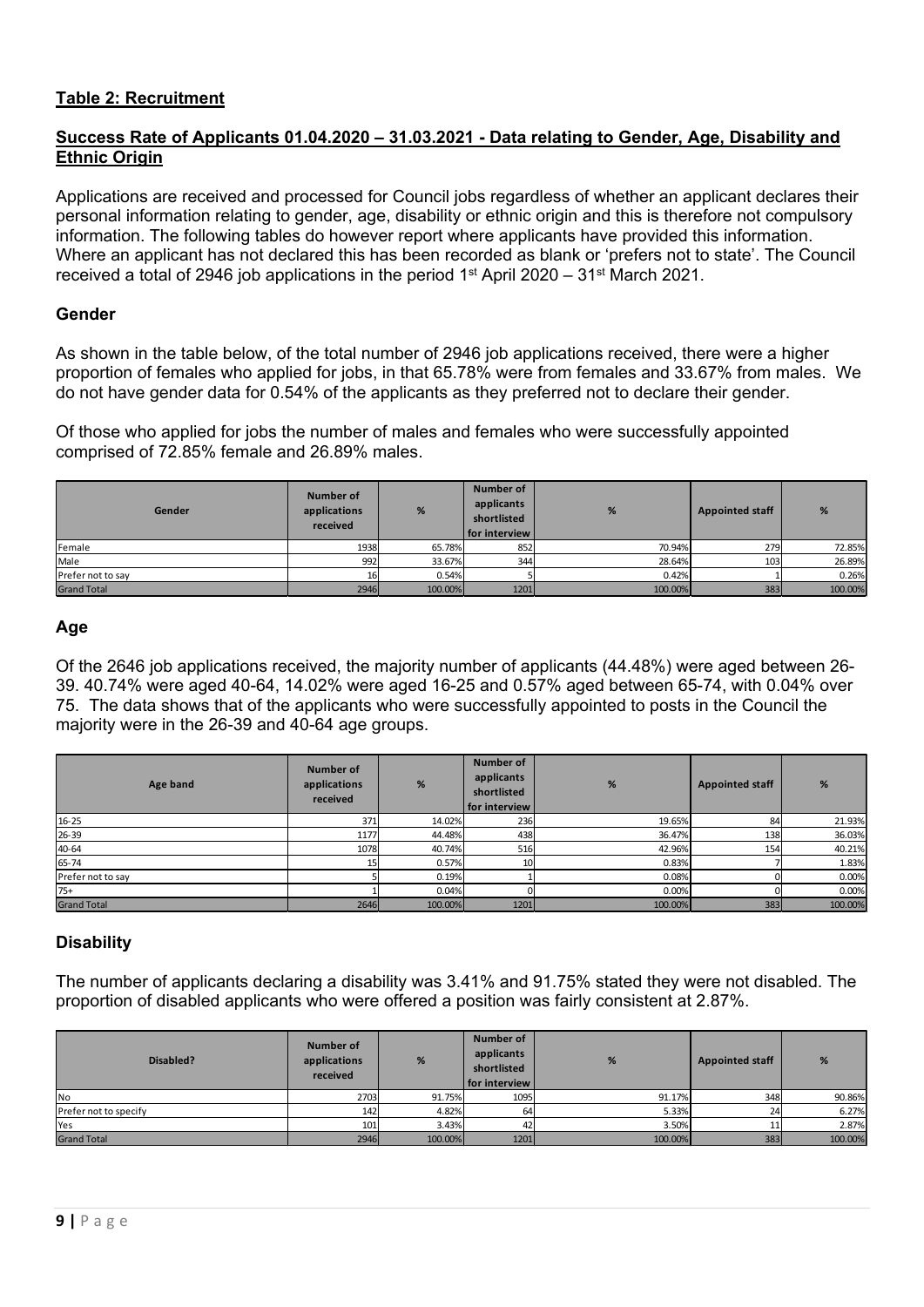**Table 2: Recruitment**

**Success Rate of Applicants 01.04.2020 – 31.03.2021 - Data relating to Gender, Age, Disability and Ethnic Origin**

Applications are received and processed for Council jobs regardless of whether an applicant declares their personal information relating to gender, age, disability or ethnic origin and this is therefore not compulsory information. The following tables do however report where applicants have provided this information. Where an applicant has not declared this has been recorded as blank or 'prefers not to state'. The Council received a total of 2946 job applications in the period 1st April 2020 – 31st March 2021.

### Gender

As shown in the table below, of the total number of 2946 job applications received, there were a higher proportion of females who applied for jobs, in that 65.78% were from females and 33.67% from males. We do not have gender data for 0.54% of the applicants as they preferred not to declare their gender.

Of those who applied for jobs the number of males and females who were successfully appointed comprised of 72.85% female and 26.89% males.

| Gender | Number of applications received | % | Number of applicants shortlisted for interview | % | Appointed staff | % |
|---|---|---|---|---|---|---|
| Female | 1938 | 65.78% | 852 | 70.94% | 279 | 72.85% |
| Male | 992 | 33.67% | 344 | 28.64% | 103 | 26.89% |
| Prefer not to say | 16 | 0.54% | 5 | 0.42% | 1 | 0.26% |
| Grand Total | 2946 | 100.00% | 1201 | 100.00% | 383 | 100.00% |

### Age

Of the 2646 job applications received, the majority number of applicants (44.48%) were aged between 26-39. 40.74% were aged 40-64, 14.02% were aged 16-25 and 0.57% aged between 65-74, with 0.04% over 75. The data shows that of the applicants who were successfully appointed to posts in the Council the majority were in the 26-39 and 40-64 age groups.

| Age band | Number of applications received | % | Number of applicants shortlisted for interview | % | Appointed staff | % |
|---|---|---|---|---|---|---|
| 16-25 | 371 | 14.02% | 236 | 19.65% | 84 | 21.93% |
| 26-39 | 1177 | 44.48% | 438 | 36.47% | 138 | 36.03% |
| 40-64 | 1078 | 40.74% | 516 | 42.96% | 154 | 40.21% |
| 65-74 | 15 | 0.57% | 10 | 0.83% | 7 | 1.83% |
| Prefer not to say | 5 | 0.19% | 1 | 0.08% | 0 | 0.00% |
| 75+ | 1 | 0.04% | 0 | 0.00% | 0 | 0.00% |
| Grand Total | 2646 | 100.00% | 1201 | 100.00% | 383 | 100.00% |

### Disability

The number of applicants declaring a disability was 3.41% and 91.75% stated they were not disabled. The proportion of disabled applicants who were offered a position was fairly consistent at 2.87%.

| Disabled? | Number of applications received | % | Number of applicants shortlisted for interview | % | Appointed staff | % |
|---|---|---|---|---|---|---|
| No | 2703 | 91.75% | 1095 | 91.17% | 348 | 90.86% |
| Prefer not to specify | 142 | 4.82% | 64 | 5.33% | 24 | 6.27% |
| Yes | 101 | 3.43% | 42 | 3.50% | 11 | 2.87% |
| Grand Total | 2946 | 100.00% | 1201 | 100.00% | 383 | 100.00% |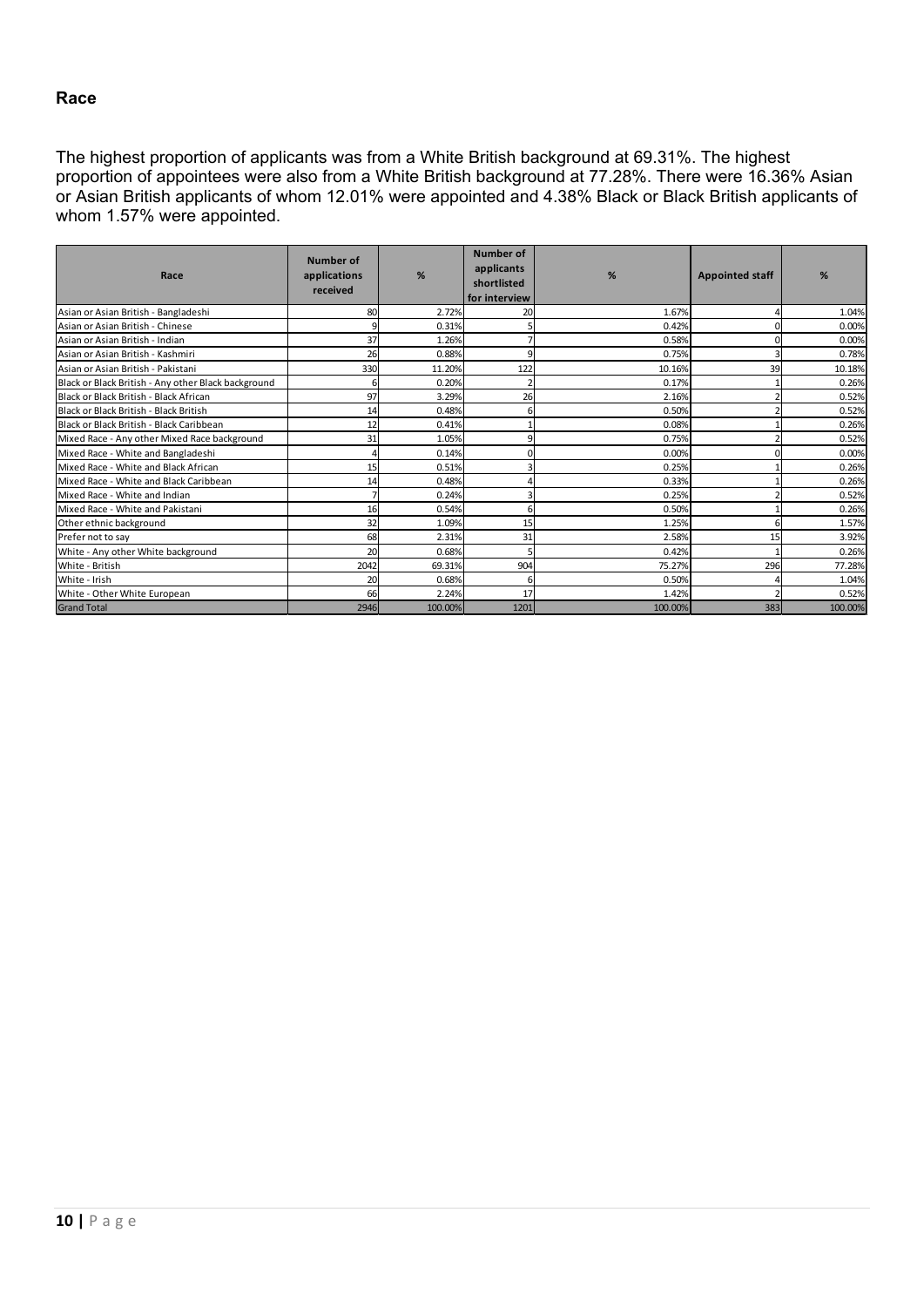## Race

The highest proportion of applicants was from a White British background at 69.31%. The highest proportion of appointees were also from a White British background at 77.28%. There were 16.36% Asian or Asian British applicants of whom 12.01% were appointed and 4.38% Black or Black British applicants of whom 1.57% were appointed.

| Race | Number of applications received | % | Number of applicants shortlisted for interview | % | Appointed staff | % |
|---|---|---|---|---|---|---|
| Asian or Asian British - Bangladeshi | 80 | 2.72% | 20 | 1.67% | 4 | 1.04% |
| Asian or Asian British - Chinese | 9 | 0.31% | 5 | 0.42% | 0 | 0.00% |
| Asian or Asian British - Indian | 37 | 1.26% | 7 | 0.58% | 0 | 0.00% |
| Asian or Asian British - Kashmiri | 26 | 0.88% | 9 | 0.75% | 3 | 0.78% |
| Asian or Asian British - Pakistani | 330 | 11.20% | 122 | 10.16% | 39 | 10.18% |
| Black or Black British - Any other Black background | 6 | 0.20% | 2 | 0.17% | 1 | 0.26% |
| Black or Black British - Black African | 97 | 3.29% | 26 | 2.16% | 2 | 0.52% |
| Black or Black British - Black British | 14 | 0.48% | 6 | 0.50% | 2 | 0.52% |
| Black or Black British - Black Caribbean | 12 | 0.41% | 1 | 0.08% | 1 | 0.26% |
| Mixed Race - Any other Mixed Race background | 31 | 1.05% | 9 | 0.75% | 2 | 0.52% |
| Mixed Race - White and Bangladeshi | 4 | 0.14% | 0 | 0.00% | 0 | 0.00% |
| Mixed Race - White and Black African | 15 | 0.51% | 3 | 0.25% | 1 | 0.26% |
| Mixed Race - White and Black Caribbean | 14 | 0.48% | 4 | 0.33% | 1 | 0.26% |
| Mixed Race - White and Indian | 7 | 0.24% | 3 | 0.25% | 2 | 0.52% |
| Mixed Race - White and Pakistani | 16 | 0.54% | 6 | 0.50% | 1 | 0.26% |
| Other ethnic background | 32 | 1.09% | 15 | 1.25% | 6 | 1.57% |
| Prefer not to say | 68 | 2.31% | 31 | 2.58% | 15 | 3.92% |
| White - Any other White background | 20 | 0.68% | 5 | 0.42% | 1 | 0.26% |
| White - British | 2042 | 69.31% | 904 | 75.27% | 296 | 77.28% |
| White - Irish | 20 | 0.68% | 6 | 0.50% | 4 | 1.04% |
| White - Other White European | 66 | 2.24% | 17 | 1.42% | 2 | 0.52% |
| Grand Total | 2946 | 100.00% | 1201 | 100.00% | 383 | 100.00% |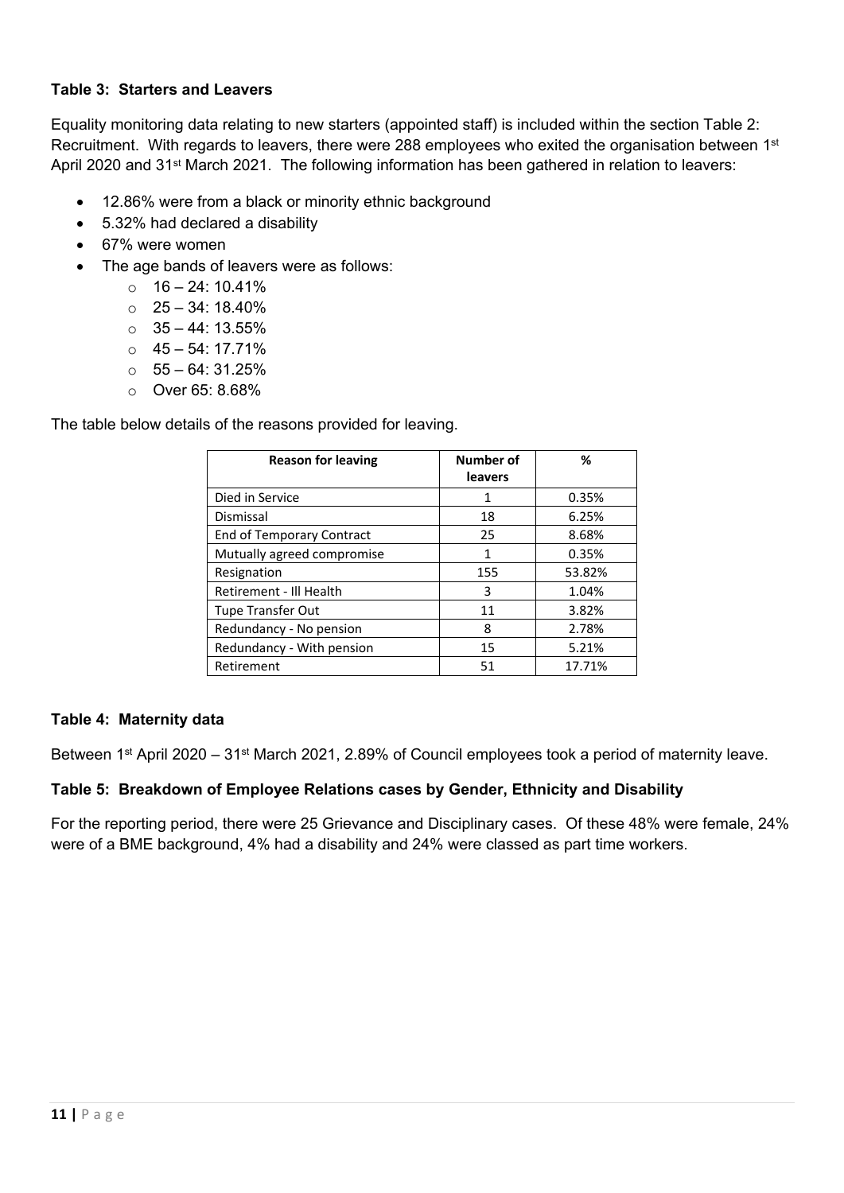### Table 3: Starters and Leavers

Equality monitoring data relating to new starters (appointed staff) is included within the section Table 2: Recruitment. With regards to leavers, there were 288 employees who exited the organisation between 1st April 2020 and 31st March 2021. The following information has been gathered in relation to leavers:

- 12.86% were from a black or minority ethnic background
- 5.32% had declared a disability
- 67% were women
- The age bands of leavers were as follows:
  - 16 – 24: 10.41%
  - 25 – 34: 18.40%
  - 35 – 44: 13.55%
  - 45 – 54: 17.71%
  - 55 – 64: 31.25%
  - Over 65: 8.68%

The table below details of the reasons provided for leaving.

| Reason for leaving | Number of leavers | % |
|---|---|---|
| Died in Service | 1 | 0.35% |
| Dismissal | 18 | 6.25% |
| End of Temporary Contract | 25 | 8.68% |
| Mutually agreed compromise | 1 | 0.35% |
| Resignation | 155 | 53.82% |
| Retirement - Ill Health | 3 | 1.04% |
| Tupe Transfer Out | 11 | 3.82% |
| Redundancy - No pension | 8 | 2.78% |
| Redundancy - With pension | 15 | 5.21% |
| Retirement | 51 | 17.71% |

### Table 4: Maternity data

Between 1st April 2020 – 31st March 2021, 2.89% of Council employees took a period of maternity leave.

### Table 5: Breakdown of Employee Relations cases by Gender, Ethnicity and Disability

For the reporting period, there were 25 Grievance and Disciplinary cases. Of these 48% were female, 24% were of a BME background, 4% had a disability and 24% were classed as part time workers.